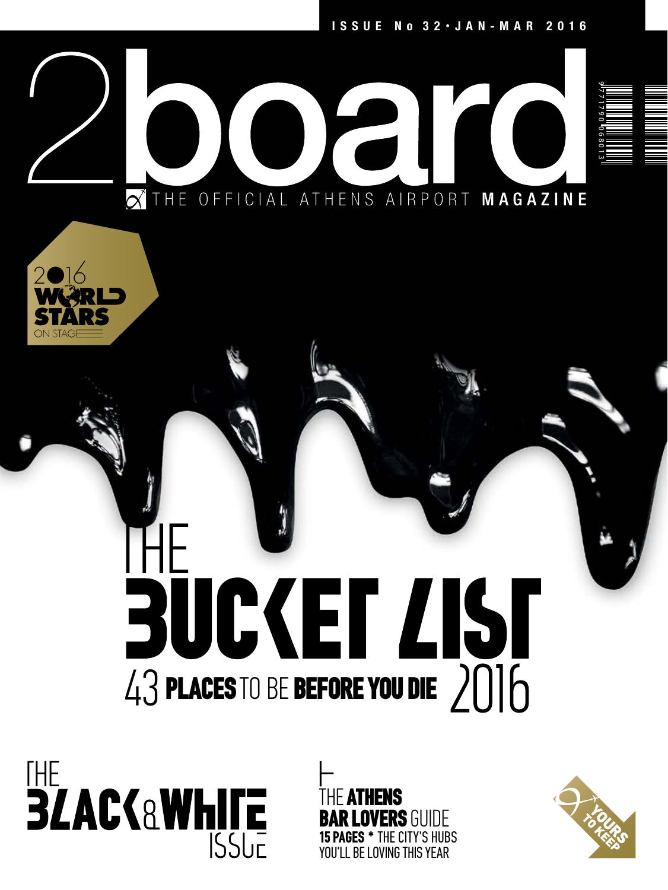ISSUE No 32 • JAN-MAR 2016

# 2board

THE OFFICIAL ATHENS AIRPORT **MAGAZINE**

2016 WORLD STARS ON STAGE

# THE BUCKET LIST

## 43 **PLACES** TO BE **BEFORE YOU DIE** 2016

## THE BLACK & WHITE ISSUE

THE **ATHENS BAR LOVERS** GUIDE
**15 PAGES** * THE CITY'S HUBS YOU'LL BE LOVING THIS YEAR

YOURS TO KEEP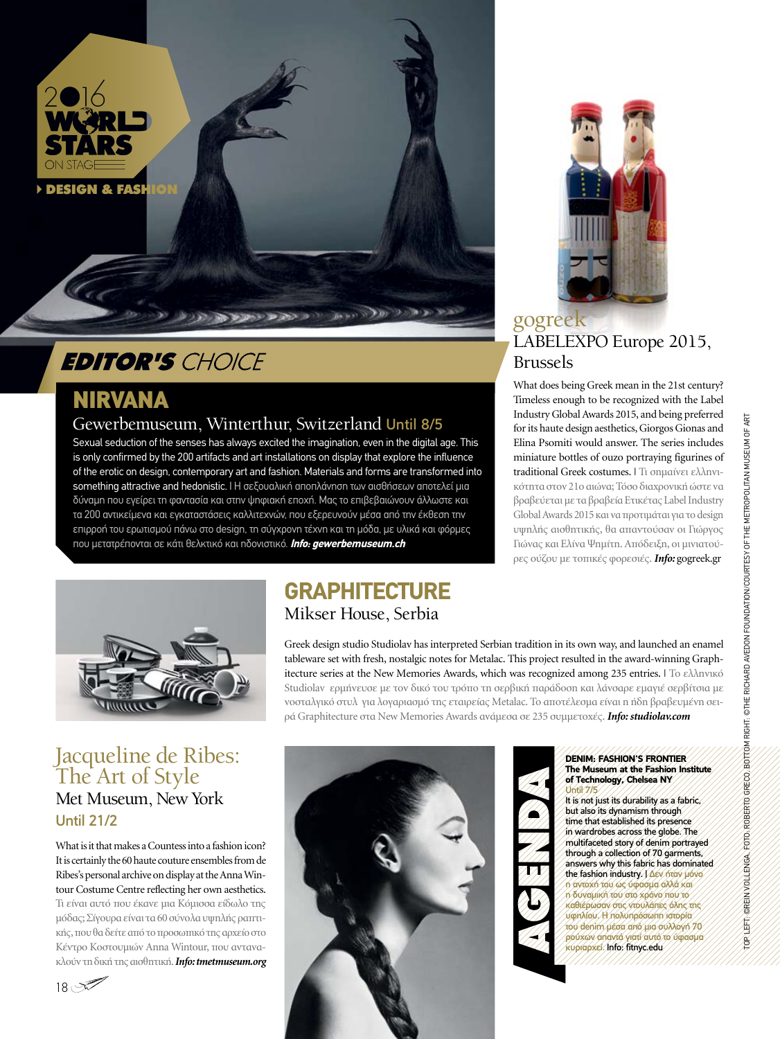2016 WORLD STARS ON STAGE

DESIGN & FASHION

## EDITOR'S CHOICE

## NIRVANA

### Gewerbemuseum, Winterthur, Switzerland Until 8/5

Sexual seduction of the senses has always excited the imagination, even in the digital age. This is only confirmed by the 200 artifacts and art installations on display that explore the influence of the erotic on design, contemporary art and fashion. Materials and forms are transformed into something attractive and hedonistic. | Η σεξουαλική αποπλάνηση των αισθήσεων αποτελεί μια δύναμη που εγείρει τη φαντασία και στην ψηφιακή εποχή. Μας το επιβεβαιώνουν άλλωστε και τα 200 αντικείμενα και εγκαταστάσεις καλλιτεχνών, που εξερευνούν μέσα από την έκθεση την επιρροή του ερωτισμού πάνω στο design, τη σύγχρονη τέχνη και τη μόδα, με υλικά και φόρμες που μετατρέπονται σε κάτι θελκτικό και ηδονιστικό. ***Info: gewerbemuseum.ch***

## gogreek

### LABELEXPO Europe 2015, Brussels

What does being Greek mean in the 21st century? Timeless enough to be recognized with the Label Industry Global Awards 2015, and being preferred for its haute design aesthetics, Giorgos Gionas and Elina Psomiti would answer. The series includes miniature bottles of ouzo portraying figurines of traditional Greek costumes. | Τι σημαίνει ελληνικότητα στον 21ο αιώνα; Τόσο διαχρονική ώστε να βραβεύεται με τα βραβεία Ετικέτας Label Industry Global Awards 2015 και να προτιμάται για το design υψηλής αισθητικής, θα απαντούσαν οι Γιώργος Γιώνας και Ελίνα Ψημίτη. Απόδειξη, οι μινιατούρες ούζου με τοπικές φορεσιές. ***Info:*** gogreek.gr

## GRAPHITECTURE

### Mikser House, Serbia

Greek design studio Studiolav has interpreted Serbian tradition in its own way, and launched an enamel tableware set with fresh, nostalgic notes for Metalac. This project resulted in the award-winning Graphitecture series at the New Memories Awards, which was recognized among 235 entries. | Το ελληνικό Studiolav ερμήνευσε με τον δικό του τρόπο τη σερβική παράδοση και λάνσαρε εμαγιέ σερβίτσια με νοσταλγικό στυλ για λογαριασμό της εταιρείας Metalac. Το αποτέλεσμα είναι η ήδη βραβευμένη σειρά Graphitecture στα New Memories Awards ανάμεσα σε 235 συμμετοχές. ***Info: studiolav.com***

## Jacqueline de Ribes: The Art of Style

### Met Museum, New York

### Until 21/2

What is it that makes a Countess into a fashion icon? It is certainly the 60 haute couture ensembles from de Ribes's personal archive on display at the Anna Wintour Costume Centre reflecting her own aesthetics. Τι είναι αυτό που έκανε μια Κόμισσα είδωλο της μόδας; Σίγουρα είναι τα 60 σύνολα υψηλής ραπτικής, που θα δείτε από το προσωπικό της αρχείο στο Κέντρο Κοστουμιών Anna Wintour, που αντανακλούν τη δική της αισθητική. ***Info: tmetmuseum.org***

## AGENDA

**DENIM: FASHION'S FRONTIER**
**The Museum at the Fashion Institute of Technology, Chelsea NY**
Until 7/5

It is not just its durability as a fabric, but also its dynamism through time that established its presence in wardrobes across the globe. The multifaceted story of denim portrayed through a collection of 70 garments, answers why this fabric has dominated the fashion industry. | Δεν ήταν μόνο η αντοχή του ως ύφασμα αλλά και η δυναμική του στο χρόνο που το καθιέρωσαν στις ντουλάπες όλης της υφηλίου. Η πολύπρόσωπη ιστορία του denim μέσα από μια συλλογή 70 ρούχων απαντά γιατί αυτό το ύφασμα κυριαρχεί. Info: fitnyc.edu

TOP LEFT: ©REIN VOLLENGA. FOTO: ROBERTO GRECO. BOTTOM RIGHT: ©THE RICHARD AVEDON FOUNDATION/COURTESY OF THE METROPOLITAN MUSEUM OF ART